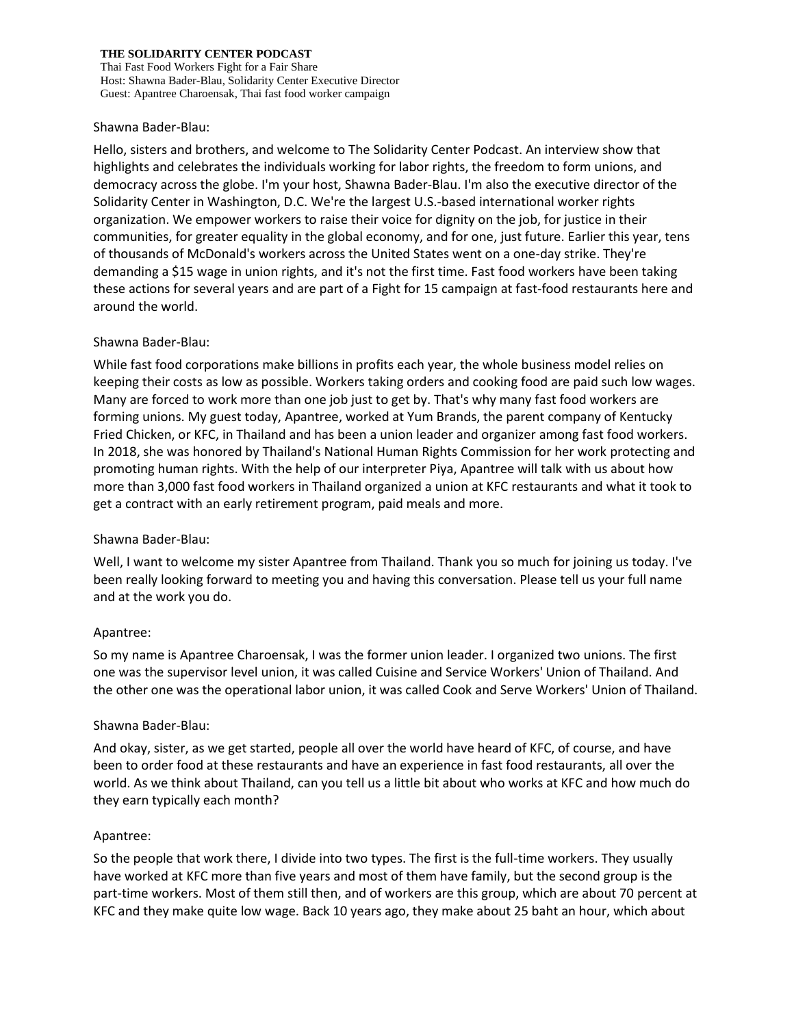**THE SOLIDARITY CENTER PODCAST**
Thai Fast Food Workers Fight for a Fair Share
Host: Shawna Bader-Blau, Solidarity Center Executive Director
Guest: Apantree Charoensak, Thai fast food worker campaign

Shawna Bader-Blau:

Hello, sisters and brothers, and welcome to The Solidarity Center Podcast. An interview show that highlights and celebrates the individuals working for labor rights, the freedom to form unions, and democracy across the globe. I'm your host, Shawna Bader-Blau. I'm also the executive director of the Solidarity Center in Washington, D.C. We're the largest U.S.-based international worker rights organization. We empower workers to raise their voice for dignity on the job, for justice in their communities, for greater equality in the global economy, and for one, just future. Earlier this year, tens of thousands of McDonald's workers across the United States went on a one-day strike. They're demanding a $15 wage in union rights, and it's not the first time. Fast food workers have been taking these actions for several years and are part of a Fight for 15 campaign at fast-food restaurants here and around the world.

Shawna Bader-Blau:

While fast food corporations make billions in profits each year, the whole business model relies on keeping their costs as low as possible. Workers taking orders and cooking food are paid such low wages. Many are forced to work more than one job just to get by. That's why many fast food workers are forming unions. My guest today, Apantree, worked at Yum Brands, the parent company of Kentucky Fried Chicken, or KFC, in Thailand and has been a union leader and organizer among fast food workers. In 2018, she was honored by Thailand's National Human Rights Commission for her work protecting and promoting human rights. With the help of our interpreter Piya, Apantree will talk with us about how more than 3,000 fast food workers in Thailand organized a union at KFC restaurants and what it took to get a contract with an early retirement program, paid meals and more.

Shawna Bader-Blau:

Well, I want to welcome my sister Apantree from Thailand. Thank you so much for joining us today. I've been really looking forward to meeting you and having this conversation. Please tell us your full name and at the work you do.

Apantree:

So my name is Apantree Charoensak, I was the former union leader. I organized two unions. The first one was the supervisor level union, it was called Cuisine and Service Workers' Union of Thailand. And the other one was the operational labor union, it was called Cook and Serve Workers' Union of Thailand.

Shawna Bader-Blau:

And okay, sister, as we get started, people all over the world have heard of KFC, of course, and have been to order food at these restaurants and have an experience in fast food restaurants, all over the world. As we think about Thailand, can you tell us a little bit about who works at KFC and how much do they earn typically each month?

Apantree:

So the people that work there, I divide into two types. The first is the full-time workers. They usually have worked at KFC more than five years and most of them have family, but the second group is the part-time workers. Most of them still then, and of workers are this group, which are about 70 percent at KFC and they make quite low wage. Back 10 years ago, they make about 25 baht an hour, which about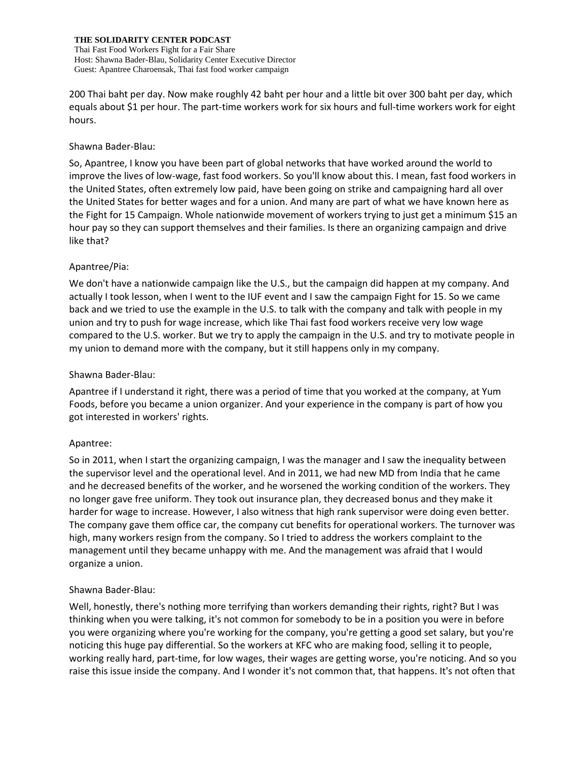200 Thai baht per day. Now make roughly 42 baht per hour and a little bit over 300 baht per day, which equals about $1 per hour. The part-time workers work for six hours and full-time workers work for eight hours.

Shawna Bader-Blau:

So, Apantree, I know you have been part of global networks that have worked around the world to improve the lives of low-wage, fast food workers. So you'll know about this. I mean, fast food workers in the United States, often extremely low paid, have been going on strike and campaigning hard all over the United States for better wages and for a union. And many are part of what we have known here as the Fight for 15 Campaign. Whole nationwide movement of workers trying to just get a minimum $15 an hour pay so they can support themselves and their families. Is there an organizing campaign and drive like that?

Apantree/Pia:

We don't have a nationwide campaign like the U.S., but the campaign did happen at my company. And actually I took lesson, when I went to the IUF event and I saw the campaign Fight for 15. So we came back and we tried to use the example in the U.S. to talk with the company and talk with people in my union and try to push for wage increase, which like Thai fast food workers receive very low wage compared to the U.S. worker. But we try to apply the campaign in the U.S. and try to motivate people in my union to demand more with the company, but it still happens only in my company.

Shawna Bader-Blau:

Apantree if I understand it right, there was a period of time that you worked at the company, at Yum Foods, before you became a union organizer. And your experience in the company is part of how you got interested in workers' rights.

Apantree:

So in 2011, when I start the organizing campaign, I was the manager and I saw the inequality between the supervisor level and the operational level. And in 2011, we had new MD from India that he came and he decreased benefits of the worker, and he worsened the working condition of the workers. They no longer gave free uniform. They took out insurance plan, they decreased bonus and they make it harder for wage to increase. However, I also witness that high rank supervisor were doing even better. The company gave them office car, the company cut benefits for operational workers. The turnover was high, many workers resign from the company. So I tried to address the workers complaint to the management until they became unhappy with me. And the management was afraid that I would organize a union.

Shawna Bader-Blau:

Well, honestly, there's nothing more terrifying than workers demanding their rights, right? But I was thinking when you were talking, it's not common for somebody to be in a position you were in before you were organizing where you're working for the company, you're getting a good set salary, but you're noticing this huge pay differential. So the workers at KFC who are making food, selling it to people, working really hard, part-time, for low wages, their wages are getting worse, you're noticing. And so you raise this issue inside the company. And I wonder it's not common that, that happens. It's not often that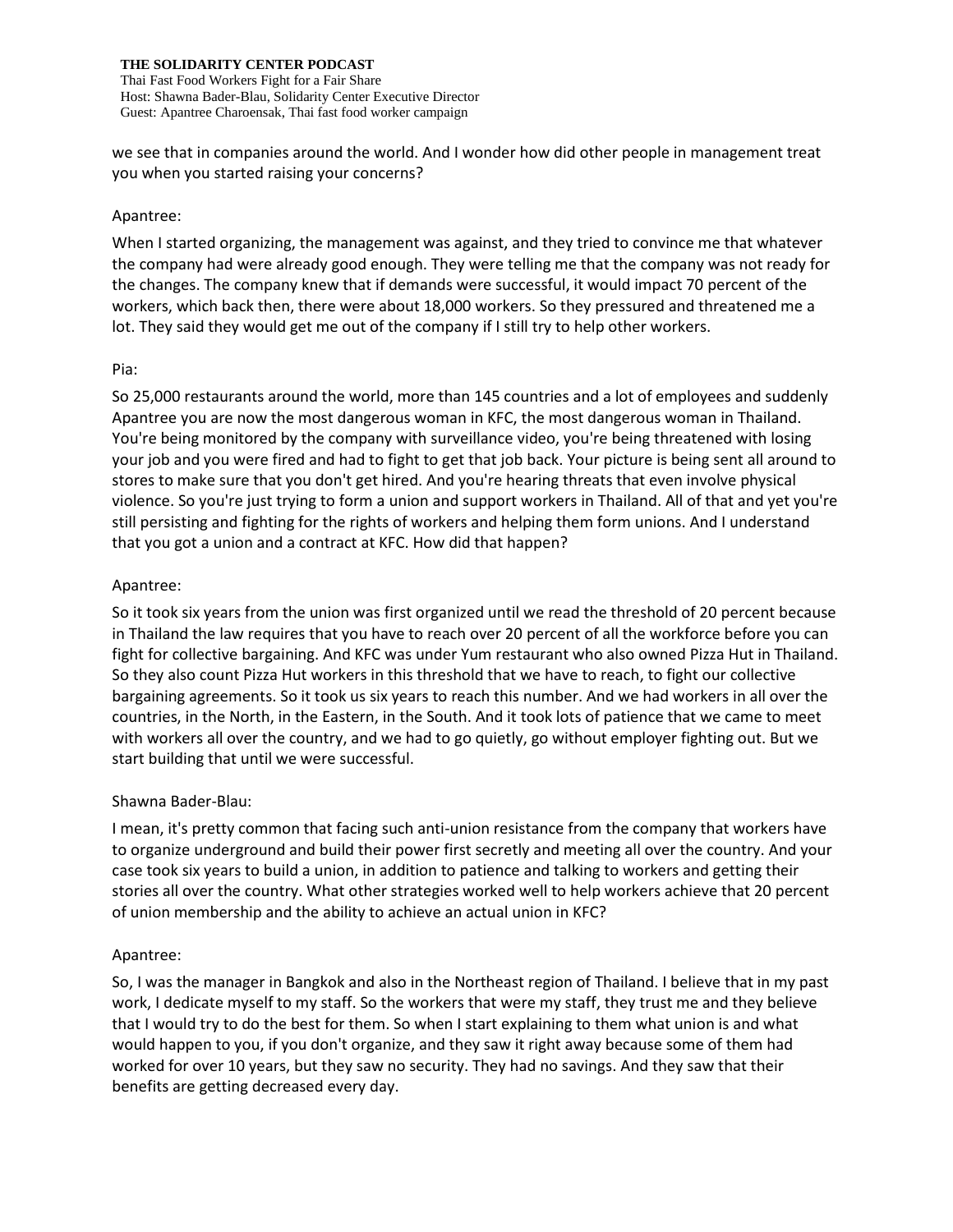we see that in companies around the world. And I wonder how did other people in management treat you when you started raising your concerns?

Apantree:

When I started organizing, the management was against, and they tried to convince me that whatever the company had were already good enough. They were telling me that the company was not ready for the changes. The company knew that if demands were successful, it would impact 70 percent of the workers, which back then, there were about 18,000 workers. So they pressured and threatened me a lot. They said they would get me out of the company if I still try to help other workers.

Pia:

So 25,000 restaurants around the world, more than 145 countries and a lot of employees and suddenly Apantree you are now the most dangerous woman in KFC, the most dangerous woman in Thailand. You're being monitored by the company with surveillance video, you're being threatened with losing your job and you were fired and had to fight to get that job back. Your picture is being sent all around to stores to make sure that you don't get hired. And you're hearing threats that even involve physical violence. So you're just trying to form a union and support workers in Thailand. All of that and yet you're still persisting and fighting for the rights of workers and helping them form unions. And I understand that you got a union and a contract at KFC. How did that happen?

Apantree:

So it took six years from the union was first organized until we read the threshold of 20 percent because in Thailand the law requires that you have to reach over 20 percent of all the workforce before you can fight for collective bargaining. And KFC was under Yum restaurant who also owned Pizza Hut in Thailand. So they also count Pizza Hut workers in this threshold that we have to reach, to fight our collective bargaining agreements. So it took us six years to reach this number. And we had workers in all over the countries, in the North, in the Eastern, in the South. And it took lots of patience that we came to meet with workers all over the country, and we had to go quietly, go without employer fighting out. But we start building that until we were successful.

Shawna Bader-Blau:

I mean, it's pretty common that facing such anti-union resistance from the company that workers have to organize underground and build their power first secretly and meeting all over the country. And your case took six years to build a union, in addition to patience and talking to workers and getting their stories all over the country. What other strategies worked well to help workers achieve that 20 percent of union membership and the ability to achieve an actual union in KFC?

Apantree:

So, I was the manager in Bangkok and also in the Northeast region of Thailand. I believe that in my past work, I dedicate myself to my staff. So the workers that were my staff, they trust me and they believe that I would try to do the best for them. So when I start explaining to them what union is and what would happen to you, if you don't organize, and they saw it right away because some of them had worked for over 10 years, but they saw no security. They had no savings. And they saw that their benefits are getting decreased every day.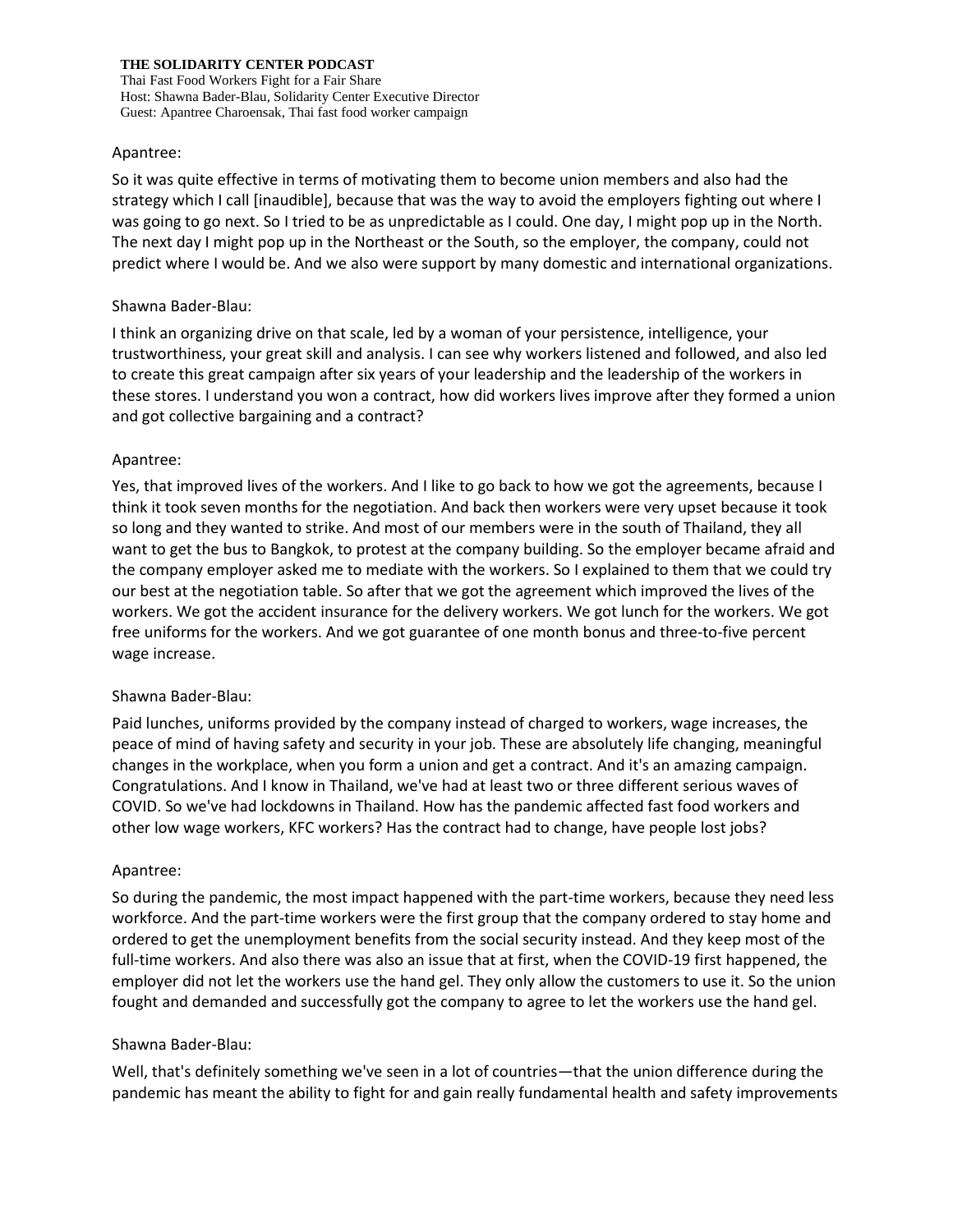Apantree:

So it was quite effective in terms of motivating them to become union members and also had the strategy which I call [inaudible], because that was the way to avoid the employers fighting out where I was going to go next. So I tried to be as unpredictable as I could. One day, I might pop up in the North. The next day I might pop up in the Northeast or the South, so the employer, the company, could not predict where I would be. And we also were support by many domestic and international organizations.

Shawna Bader-Blau:

I think an organizing drive on that scale, led by a woman of your persistence, intelligence, your trustworthiness, your great skill and analysis. I can see why workers listened and followed, and also led to create this great campaign after six years of your leadership and the leadership of the workers in these stores. I understand you won a contract, how did workers lives improve after they formed a union and got collective bargaining and a contract?

Apantree:

Yes, that improved lives of the workers. And I like to go back to how we got the agreements, because I think it took seven months for the negotiation. And back then workers were very upset because it took so long and they wanted to strike. And most of our members were in the south of Thailand, they all want to get the bus to Bangkok, to protest at the company building. So the employer became afraid and the company employer asked me to mediate with the workers. So I explained to them that we could try our best at the negotiation table. So after that we got the agreement which improved the lives of the workers. We got the accident insurance for the delivery workers. We got lunch for the workers. We got free uniforms for the workers. And we got guarantee of one month bonus and three-to-five percent wage increase.

Shawna Bader-Blau:

Paid lunches, uniforms provided by the company instead of charged to workers, wage increases, the peace of mind of having safety and security in your job. These are absolutely life changing, meaningful changes in the workplace, when you form a union and get a contract. And it's an amazing campaign. Congratulations. And I know in Thailand, we've had at least two or three different serious waves of COVID. So we've had lockdowns in Thailand. How has the pandemic affected fast food workers and other low wage workers, KFC workers? Has the contract had to change, have people lost jobs?

Apantree:

So during the pandemic, the most impact happened with the part-time workers, because they need less workforce. And the part-time workers were the first group that the company ordered to stay home and ordered to get the unemployment benefits from the social security instead. And they keep most of the full-time workers. And also there was also an issue that at first, when the COVID-19 first happened, the employer did not let the workers use the hand gel. They only allow the customers to use it. So the union fought and demanded and successfully got the company to agree to let the workers use the hand gel.

Shawna Bader-Blau:

Well, that's definitely something we've seen in a lot of countries—that the union difference during the pandemic has meant the ability to fight for and gain really fundamental health and safety improvements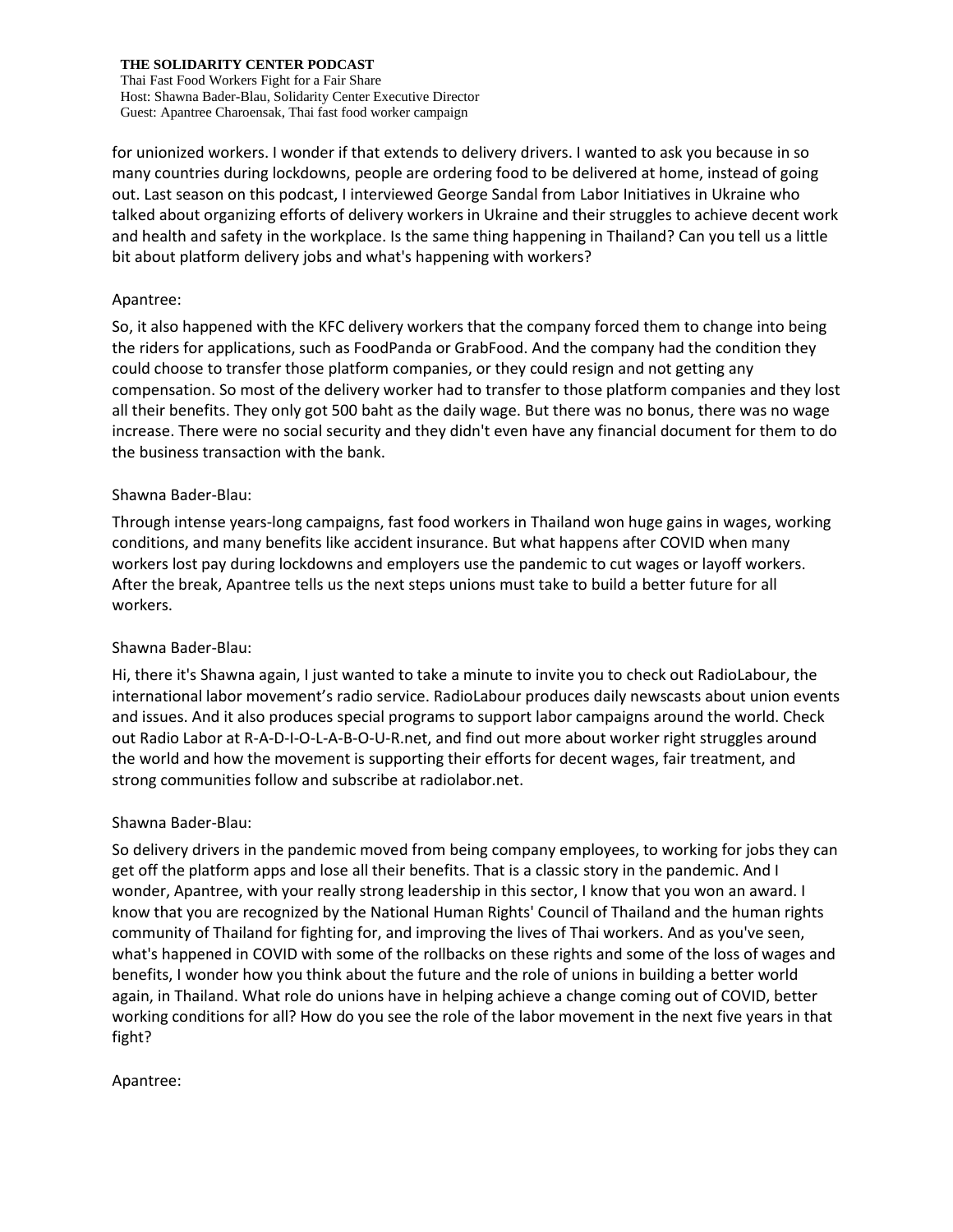for unionized workers. I wonder if that extends to delivery drivers. I wanted to ask you because in so many countries during lockdowns, people are ordering food to be delivered at home, instead of going out. Last season on this podcast, I interviewed George Sandal from Labor Initiatives in Ukraine who talked about organizing efforts of delivery workers in Ukraine and their struggles to achieve decent work and health and safety in the workplace. Is the same thing happening in Thailand? Can you tell us a little bit about platform delivery jobs and what's happening with workers?

Apantree:

So, it also happened with the KFC delivery workers that the company forced them to change into being the riders for applications, such as FoodPanda or GrabFood. And the company had the condition they could choose to transfer those platform companies, or they could resign and not getting any compensation. So most of the delivery worker had to transfer to those platform companies and they lost all their benefits. They only got 500 baht as the daily wage. But there was no bonus, there was no wage increase. There were no social security and they didn't even have any financial document for them to do the business transaction with the bank.

Shawna Bader-Blau:

Through intense years-long campaigns, fast food workers in Thailand won huge gains in wages, working conditions, and many benefits like accident insurance. But what happens after COVID when many workers lost pay during lockdowns and employers use the pandemic to cut wages or layoff workers. After the break, Apantree tells us the next steps unions must take to build a better future for all workers.

Shawna Bader-Blau:

Hi, there it's Shawna again, I just wanted to take a minute to invite you to check out RadioLabour, the international labor movement's radio service. RadioLabour produces daily newscasts about union events and issues. And it also produces special programs to support labor campaigns around the world. Check out Radio Labor at R-A-D-I-O-L-A-B-O-U-R.net, and find out more about worker right struggles around the world and how the movement is supporting their efforts for decent wages, fair treatment, and strong communities follow and subscribe at radiolabor.net.

Shawna Bader-Blau:

So delivery drivers in the pandemic moved from being company employees, to working for jobs they can get off the platform apps and lose all their benefits. That is a classic story in the pandemic. And I wonder, Apantree, with your really strong leadership in this sector, I know that you won an award. I know that you are recognized by the National Human Rights' Council of Thailand and the human rights community of Thailand for fighting for, and improving the lives of Thai workers. And as you've seen, what's happened in COVID with some of the rollbacks on these rights and some of the loss of wages and benefits, I wonder how you think about the future and the role of unions in building a better world again, in Thailand. What role do unions have in helping achieve a change coming out of COVID, better working conditions for all? How do you see the role of the labor movement in the next five years in that fight?

Apantree: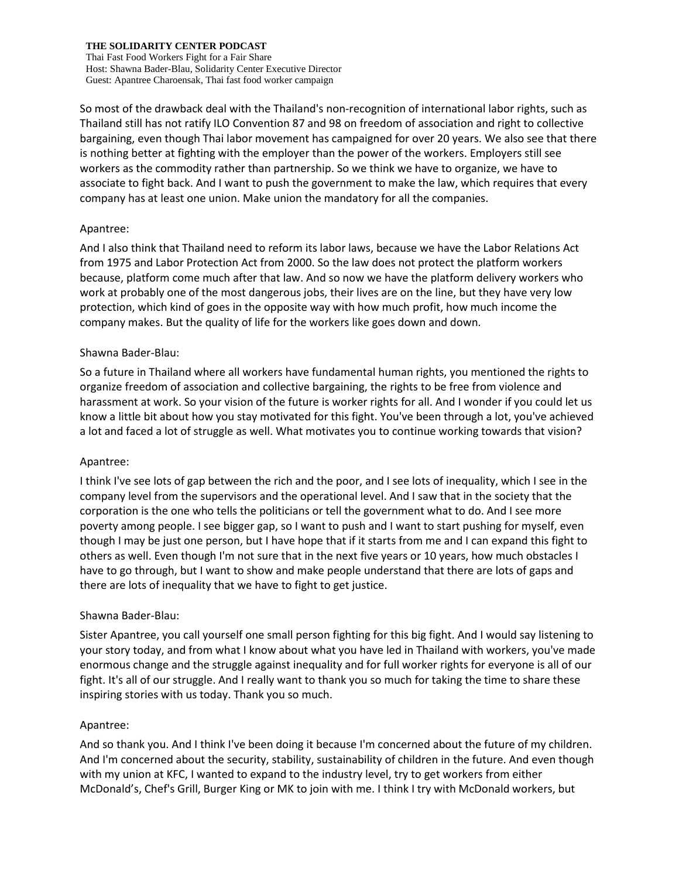So most of the drawback deal with the Thailand's non-recognition of international labor rights, such as Thailand still has not ratify ILO Convention 87 and 98 on freedom of association and right to collective bargaining, even though Thai labor movement has campaigned for over 20 years. We also see that there is nothing better at fighting with the employer than the power of the workers. Employers still see workers as the commodity rather than partnership. So we think we have to organize, we have to associate to fight back. And I want to push the government to make the law, which requires that every company has at least one union. Make union the mandatory for all the companies.

Apantree:

And I also think that Thailand need to reform its labor laws, because we have the Labor Relations Act from 1975 and Labor Protection Act from 2000. So the law does not protect the platform workers because, platform come much after that law. And so now we have the platform delivery workers who work at probably one of the most dangerous jobs, their lives are on the line, but they have very low protection, which kind of goes in the opposite way with how much profit, how much income the company makes. But the quality of life for the workers like goes down and down.

Shawna Bader-Blau:

So a future in Thailand where all workers have fundamental human rights, you mentioned the rights to organize freedom of association and collective bargaining, the rights to be free from violence and harassment at work. So your vision of the future is worker rights for all. And I wonder if you could let us know a little bit about how you stay motivated for this fight. You've been through a lot, you've achieved a lot and faced a lot of struggle as well. What motivates you to continue working towards that vision?

Apantree:

I think I've see lots of gap between the rich and the poor, and I see lots of inequality, which I see in the company level from the supervisors and the operational level. And I saw that in the society that the corporation is the one who tells the politicians or tell the government what to do. And I see more poverty among people. I see bigger gap, so I want to push and I want to start pushing for myself, even though I may be just one person, but I have hope that if it starts from me and I can expand this fight to others as well. Even though I'm not sure that in the next five years or 10 years, how much obstacles I have to go through, but I want to show and make people understand that there are lots of gaps and there are lots of inequality that we have to fight to get justice.

Shawna Bader-Blau:

Sister Apantree, you call yourself one small person fighting for this big fight. And I would say listening to your story today, and from what I know about what you have led in Thailand with workers, you've made enormous change and the struggle against inequality and for full worker rights for everyone is all of our fight. It's all of our struggle. And I really want to thank you so much for taking the time to share these inspiring stories with us today. Thank you so much.

Apantree:

And so thank you. And I think I've been doing it because I'm concerned about the future of my children. And I'm concerned about the security, stability, sustainability of children in the future. And even though with my union at KFC, I wanted to expand to the industry level, try to get workers from either McDonald's, Chef's Grill, Burger King or MK to join with me. I think I try with McDonald workers, but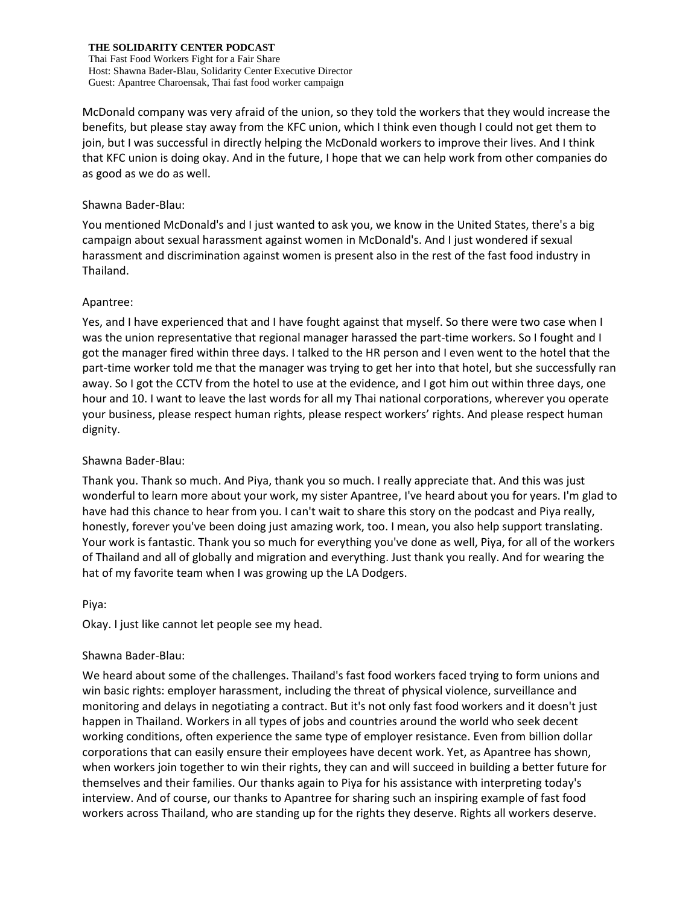McDonald company was very afraid of the union, so they told the workers that they would increase the benefits, but please stay away from the KFC union, which I think even though I could not get them to join, but I was successful in directly helping the McDonald workers to improve their lives. And I think that KFC union is doing okay. And in the future, I hope that we can help work from other companies do as good as we do as well.

Shawna Bader-Blau:

You mentioned McDonald's and I just wanted to ask you, we know in the United States, there's a big campaign about sexual harassment against women in McDonald's. And I just wondered if sexual harassment and discrimination against women is present also in the rest of the fast food industry in Thailand.

Apantree:

Yes, and I have experienced that and I have fought against that myself. So there were two case when I was the union representative that regional manager harassed the part-time workers. So I fought and I got the manager fired within three days. I talked to the HR person and I even went to the hotel that the part-time worker told me that the manager was trying to get her into that hotel, but she successfully ran away. So I got the CCTV from the hotel to use at the evidence, and I got him out within three days, one hour and 10. I want to leave the last words for all my Thai national corporations, wherever you operate your business, please respect human rights, please respect workers' rights. And please respect human dignity.

Shawna Bader-Blau:

Thank you. Thank so much. And Piya, thank you so much. I really appreciate that. And this was just wonderful to learn more about your work, my sister Apantree, I've heard about you for years. I'm glad to have had this chance to hear from you. I can't wait to share this story on the podcast and Piya really, honestly, forever you've been doing just amazing work, too. I mean, you also help support translating. Your work is fantastic. Thank you so much for everything you've done as well, Piya, for all of the workers of Thailand and all of globally and migration and everything. Just thank you really. And for wearing the hat of my favorite team when I was growing up the LA Dodgers.

Piya:

Okay. I just like cannot let people see my head.

Shawna Bader-Blau:

We heard about some of the challenges. Thailand's fast food workers faced trying to form unions and win basic rights: employer harassment, including the threat of physical violence, surveillance and monitoring and delays in negotiating a contract. But it's not only fast food workers and it doesn't just happen in Thailand. Workers in all types of jobs and countries around the world who seek decent working conditions, often experience the same type of employer resistance. Even from billion dollar corporations that can easily ensure their employees have decent work. Yet, as Apantree has shown, when workers join together to win their rights, they can and will succeed in building a better future for themselves and their families. Our thanks again to Piya for his assistance with interpreting today's interview. And of course, our thanks to Apantree for sharing such an inspiring example of fast food workers across Thailand, who are standing up for the rights they deserve. Rights all workers deserve.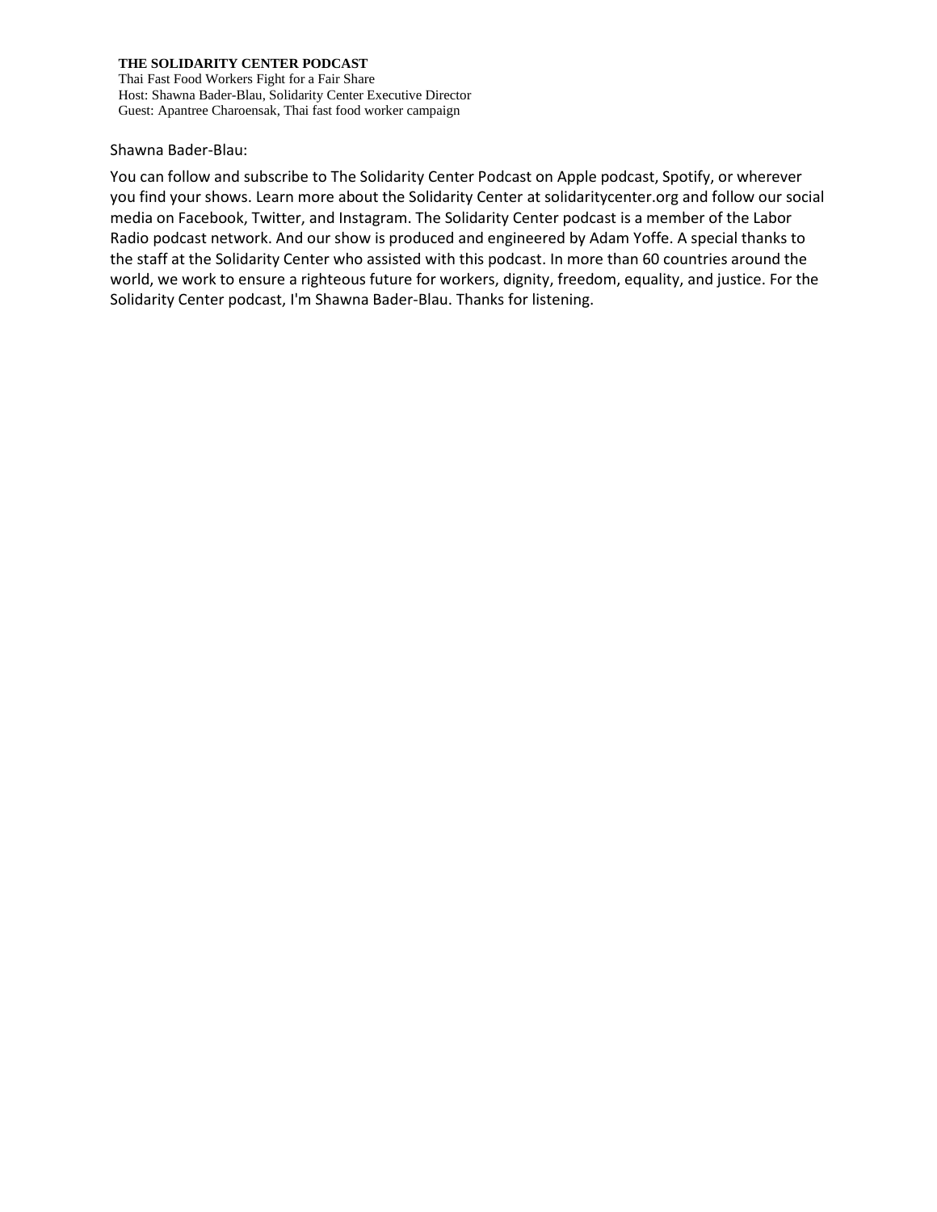**THE SOLIDARITY CENTER PODCAST**
Thai Fast Food Workers Fight for a Fair Share
Host: Shawna Bader-Blau, Solidarity Center Executive Director
Guest: Apantree Charoensak, Thai fast food worker campaign

Shawna Bader-Blau:

You can follow and subscribe to The Solidarity Center Podcast on Apple podcast, Spotify, or wherever you find your shows. Learn more about the Solidarity Center at solidaritycenter.org and follow our social media on Facebook, Twitter, and Instagram. The Solidarity Center podcast is a member of the Labor Radio podcast network. And our show is produced and engineered by Adam Yoffe. A special thanks to the staff at the Solidarity Center who assisted with this podcast. In more than 60 countries around the world, we work to ensure a righteous future for workers, dignity, freedom, equality, and justice. For the Solidarity Center podcast, I'm Shawna Bader-Blau. Thanks for listening.